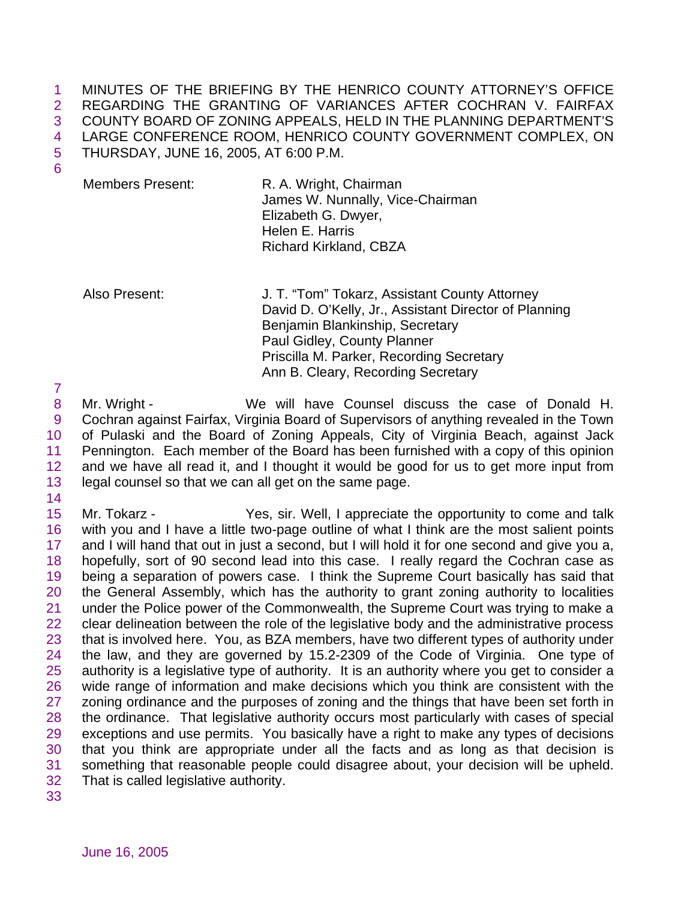MINUTES OF THE BRIEFING BY THE HENRICO COUNTY ATTORNEY'S OFFICE REGARDING THE GRANTING OF VARIANCES AFTER COCHRAN V. FAIRFAX COUNTY BOARD OF ZONING APPEALS, HELD IN THE PLANNING DEPARTMENT'S LARGE CONFERENCE ROOM, HENRICO COUNTY GOVERNMENT COMPLEX, ON THURSDAY, JUNE 16, 2005, AT 6:00 P.M.

Members Present: R. A. Wright, Chairman
James W. Nunnally, Vice-Chairman
Elizabeth G. Dwyer,
Helen E. Harris
Richard Kirkland, CBZA

Also Present: J. T. "Tom" Tokarz, Assistant County Attorney
David D. O'Kelly, Jr., Assistant Director of Planning
Benjamin Blankinship, Secretary
Paul Gidley, County Planner
Priscilla M. Parker, Recording Secretary
Ann B. Cleary, Recording Secretary

Mr. Wright - We will have Counsel discuss the case of Donald H. Cochran against Fairfax, Virginia Board of Supervisors of anything revealed in the Town of Pulaski and the Board of Zoning Appeals, City of Virginia Beach, against Jack Pennington. Each member of the Board has been furnished with a copy of this opinion and we have all read it, and I thought it would be good for us to get more input from legal counsel so that we can all get on the same page.

Mr. Tokarz - Yes, sir. Well, I appreciate the opportunity to come and talk with you and I have a little two-page outline of what I think are the most salient points and I will hand that out in just a second, but I will hold it for one second and give you a, hopefully, sort of 90 second lead into this case. I really regard the Cochran case as being a separation of powers case. I think the Supreme Court basically has said that the General Assembly, which has the authority to grant zoning authority to localities under the Police power of the Commonwealth, the Supreme Court was trying to make a clear delineation between the role of the legislative body and the administrative process that is involved here. You, as BZA members, have two different types of authority under the law, and they are governed by 15.2-2309 of the Code of Virginia. One type of authority is a legislative type of authority. It is an authority where you get to consider a wide range of information and make decisions which you think are consistent with the zoning ordinance and the purposes of zoning and the things that have been set forth in the ordinance. That legislative authority occurs most particularly with cases of special exceptions and use permits. You basically have a right to make any types of decisions that you think are appropriate under all the facts and as long as that decision is something that reasonable people could disagree about, your decision will be upheld. That is called legislative authority.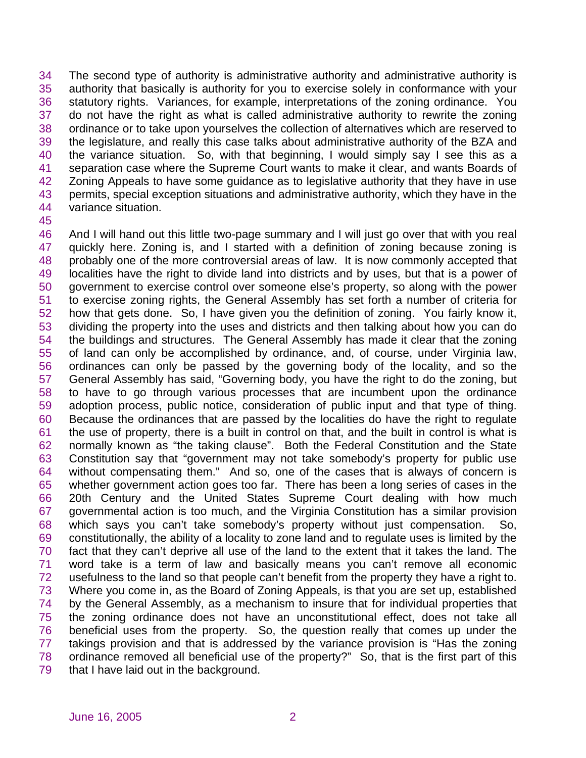The second type of authority is administrative authority and administrative authority is authority that basically is authority for you to exercise solely in conformance with your statutory rights. Variances, for example, interpretations of the zoning ordinance. You do not have the right as what is called administrative authority to rewrite the zoning ordinance or to take upon yourselves the collection of alternatives which are reserved to the legislature, and really this case talks about administrative authority of the BZA and the variance situation. So, with that beginning, I would simply say I see this as a separation case where the Supreme Court wants to make it clear, and wants Boards of Zoning Appeals to have some guidance as to legislative authority that they have in use permits, special exception situations and administrative authority, which they have in the variance situation.

And I will hand out this little two-page summary and I will just go over that with you real quickly here. Zoning is, and I started with a definition of zoning because zoning is probably one of the more controversial areas of law. It is now commonly accepted that localities have the right to divide land into districts and by uses, but that is a power of government to exercise control over someone else's property, so along with the power to exercise zoning rights, the General Assembly has set forth a number of criteria for how that gets done. So, I have given you the definition of zoning. You fairly know it, dividing the property into the uses and districts and then talking about how you can do the buildings and structures. The General Assembly has made it clear that the zoning of land can only be accomplished by ordinance, and, of course, under Virginia law, ordinances can only be passed by the governing body of the locality, and so the General Assembly has said, "Governing body, you have the right to do the zoning, but to have to go through various processes that are incumbent upon the ordinance adoption process, public notice, consideration of public input and that type of thing. Because the ordinances that are passed by the localities do have the right to regulate the use of property, there is a built in control on that, and the built in control is what is normally known as "the taking clause". Both the Federal Constitution and the State Constitution say that "government may not take somebody's property for public use without compensating them." And so, one of the cases that is always of concern is whether government action goes too far. There has been a long series of cases in the 20th Century and the United States Supreme Court dealing with how much governmental action is too much, and the Virginia Constitution has a similar provision which says you can't take somebody's property without just compensation. So, constitutionally, the ability of a locality to zone land and to regulate uses is limited by the fact that they can't deprive all use of the land to the extent that it takes the land. The word take is a term of law and basically means you can't remove all economic usefulness to the land so that people can't benefit from the property they have a right to. Where you come in, as the Board of Zoning Appeals, is that you are set up, established by the General Assembly, as a mechanism to insure that for individual properties that the zoning ordinance does not have an unconstitutional effect, does not take all beneficial uses from the property. So, the question really that comes up under the takings provision and that is addressed by the variance provision is "Has the zoning ordinance removed all beneficial use of the property?" So, that is the first part of this that I have laid out in the background.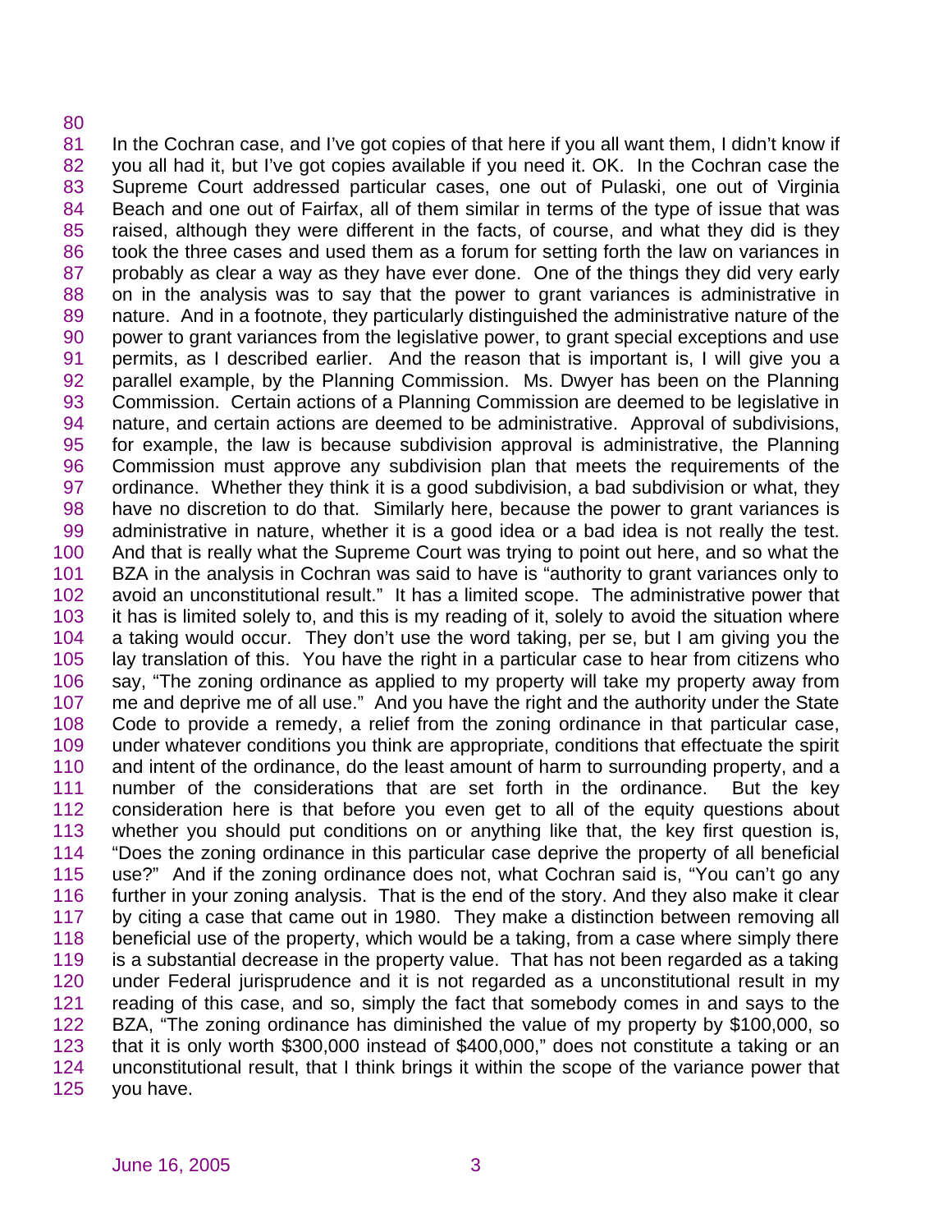In the Cochran case, and I've got copies of that here if you all want them, I didn't know if you all had it, but I've got copies available if you need it. OK. In the Cochran case the Supreme Court addressed particular cases, one out of Pulaski, one out of Virginia Beach and one out of Fairfax, all of them similar in terms of the type of issue that was raised, although they were different in the facts, of course, and what they did is they took the three cases and used them as a forum for setting forth the law on variances in probably as clear a way as they have ever done. One of the things they did very early on in the analysis was to say that the power to grant variances is administrative in nature. And in a footnote, they particularly distinguished the administrative nature of the power to grant variances from the legislative power, to grant special exceptions and use permits, as I described earlier. And the reason that is important is, I will give you a parallel example, by the Planning Commission. Ms. Dwyer has been on the Planning Commission. Certain actions of a Planning Commission are deemed to be legislative in nature, and certain actions are deemed to be administrative. Approval of subdivisions, for example, the law is because subdivision approval is administrative, the Planning Commission must approve any subdivision plan that meets the requirements of the ordinance. Whether they think it is a good subdivision, a bad subdivision or what, they have no discretion to do that. Similarly here, because the power to grant variances is administrative in nature, whether it is a good idea or a bad idea is not really the test. And that is really what the Supreme Court was trying to point out here, and so what the BZA in the analysis in Cochran was said to have is "authority to grant variances only to avoid an unconstitutional result." It has a limited scope. The administrative power that it has is limited solely to, and this is my reading of it, solely to avoid the situation where a taking would occur. They don't use the word taking, per se, but I am giving you the lay translation of this. You have the right in a particular case to hear from citizens who say, "The zoning ordinance as applied to my property will take my property away from me and deprive me of all use." And you have the right and the authority under the State Code to provide a remedy, a relief from the zoning ordinance in that particular case, under whatever conditions you think are appropriate, conditions that effectuate the spirit and intent of the ordinance, do the least amount of harm to surrounding property, and a number of the considerations that are set forth in the ordinance. But the key consideration here is that before you even get to all of the equity questions about whether you should put conditions on or anything like that, the key first question is, "Does the zoning ordinance in this particular case deprive the property of all beneficial use?" And if the zoning ordinance does not, what Cochran said is, "You can't go any further in your zoning analysis. That is the end of the story. And they also make it clear by citing a case that came out in 1980. They make a distinction between removing all beneficial use of the property, which would be a taking, from a case where simply there is a substantial decrease in the property value. That has not been regarded as a taking under Federal jurisprudence and it is not regarded as a unconstitutional result in my reading of this case, and so, simply the fact that somebody comes in and says to the BZA, "The zoning ordinance has diminished the value of my property by $100,000, so that it is only worth $300,000 instead of $400,000," does not constitute a taking or an unconstitutional result, that I think brings it within the scope of the variance power that you have.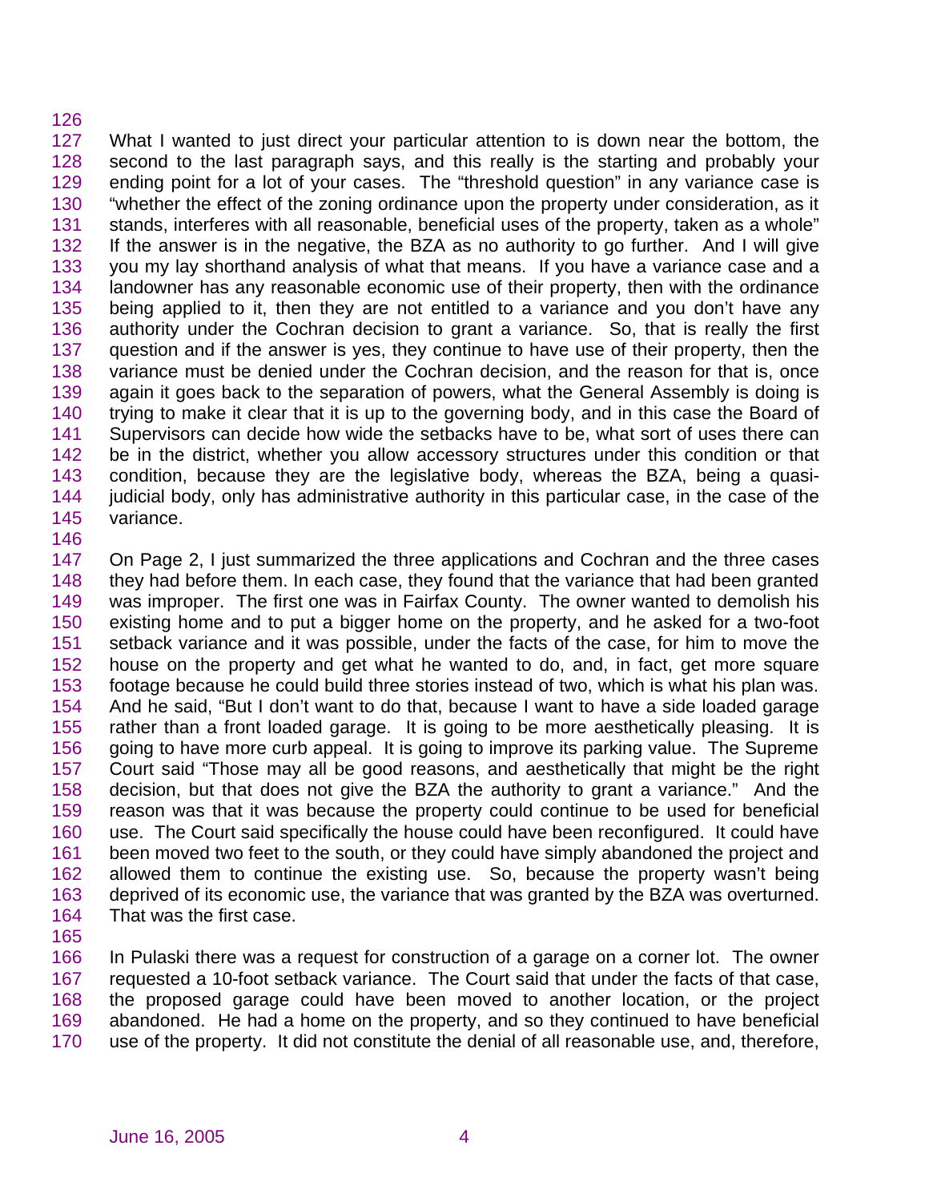What I wanted to just direct your particular attention to is down near the bottom, the second to the last paragraph says, and this really is the starting and probably your ending point for a lot of your cases. The "threshold question" in any variance case is "whether the effect of the zoning ordinance upon the property under consideration, as it stands, interferes with all reasonable, beneficial uses of the property, taken as a whole" If the answer is in the negative, the BZA as no authority to go further. And I will give you my lay shorthand analysis of what that means. If you have a variance case and a landowner has any reasonable economic use of their property, then with the ordinance being applied to it, then they are not entitled to a variance and you don't have any authority under the Cochran decision to grant a variance. So, that is really the first question and if the answer is yes, they continue to have use of their property, then the variance must be denied under the Cochran decision, and the reason for that is, once again it goes back to the separation of powers, what the General Assembly is doing is trying to make it clear that it is up to the governing body, and in this case the Board of Supervisors can decide how wide the setbacks have to be, what sort of uses there can be in the district, whether you allow accessory structures under this condition or that condition, because they are the legislative body, whereas the BZA, being a quasi-judicial body, only has administrative authority in this particular case, in the case of the variance.

On Page 2, I just summarized the three applications and Cochran and the three cases they had before them. In each case, they found that the variance that had been granted was improper. The first one was in Fairfax County. The owner wanted to demolish his existing home and to put a bigger home on the property, and he asked for a two-foot setback variance and it was possible, under the facts of the case, for him to move the house on the property and get what he wanted to do, and, in fact, get more square footage because he could build three stories instead of two, which is what his plan was. And he said, "But I don't want to do that, because I want to have a side loaded garage rather than a front loaded garage. It is going to be more aesthetically pleasing. It is going to have more curb appeal. It is going to improve its parking value. The Supreme Court said "Those may all be good reasons, and aesthetically that might be the right decision, but that does not give the BZA the authority to grant a variance." And the reason was that it was because the property could continue to be used for beneficial use. The Court said specifically the house could have been reconfigured. It could have been moved two feet to the south, or they could have simply abandoned the project and allowed them to continue the existing use. So, because the property wasn't being deprived of its economic use, the variance that was granted by the BZA was overturned. That was the first case.

In Pulaski there was a request for construction of a garage on a corner lot. The owner requested a 10-foot setback variance. The Court said that under the facts of that case, the proposed garage could have been moved to another location, or the project abandoned. He had a home on the property, and so they continued to have beneficial use of the property. It did not constitute the denial of all reasonable use, and, therefore,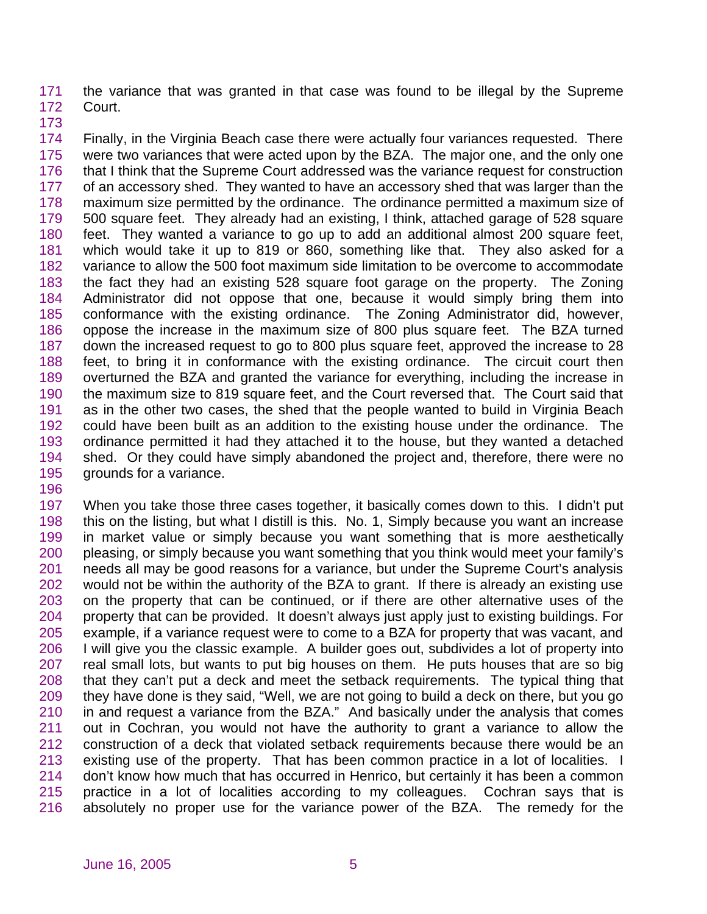the variance that was granted in that case was found to be illegal by the Supreme Court.

Finally, in the Virginia Beach case there were actually four variances requested. There were two variances that were acted upon by the BZA. The major one, and the only one that I think that the Supreme Court addressed was the variance request for construction of an accessory shed. They wanted to have an accessory shed that was larger than the maximum size permitted by the ordinance. The ordinance permitted a maximum size of 500 square feet. They already had an existing, I think, attached garage of 528 square feet. They wanted a variance to go up to add an additional almost 200 square feet, which would take it up to 819 or 860, something like that. They also asked for a variance to allow the 500 foot maximum side limitation to be overcome to accommodate the fact they had an existing 528 square foot garage on the property. The Zoning Administrator did not oppose that one, because it would simply bring them into conformance with the existing ordinance. The Zoning Administrator did, however, oppose the increase in the maximum size of 800 plus square feet. The BZA turned down the increased request to go to 800 plus square feet, approved the increase to 28 feet, to bring it in conformance with the existing ordinance. The circuit court then overturned the BZA and granted the variance for everything, including the increase in the maximum size to 819 square feet, and the Court reversed that. The Court said that as in the other two cases, the shed that the people wanted to build in Virginia Beach could have been built as an addition to the existing house under the ordinance. The ordinance permitted it had they attached it to the house, but they wanted a detached shed. Or they could have simply abandoned the project and, therefore, there were no grounds for a variance.

When you take those three cases together, it basically comes down to this. I didn't put this on the listing, but what I distill is this. No. 1, Simply because you want an increase in market value or simply because you want something that is more aesthetically pleasing, or simply because you want something that you think would meet your family's needs all may be good reasons for a variance, but under the Supreme Court's analysis would not be within the authority of the BZA to grant. If there is already an existing use on the property that can be continued, or if there are other alternative uses of the property that can be provided. It doesn't always just apply just to existing buildings. For example, if a variance request were to come to a BZA for property that was vacant, and I will give you the classic example. A builder goes out, subdivides a lot of property into real small lots, but wants to put big houses on them. He puts houses that are so big that they can't put a deck and meet the setback requirements. The typical thing that they have done is they said, "Well, we are not going to build a deck on there, but you go in and request a variance from the BZA." And basically under the analysis that comes out in Cochran, you would not have the authority to grant a variance to allow the construction of a deck that violated setback requirements because there would be an existing use of the property. That has been common practice in a lot of localities. I don't know how much that has occurred in Henrico, but certainly it has been a common practice in a lot of localities according to my colleagues. Cochran says that is absolutely no proper use for the variance power of the BZA. The remedy for the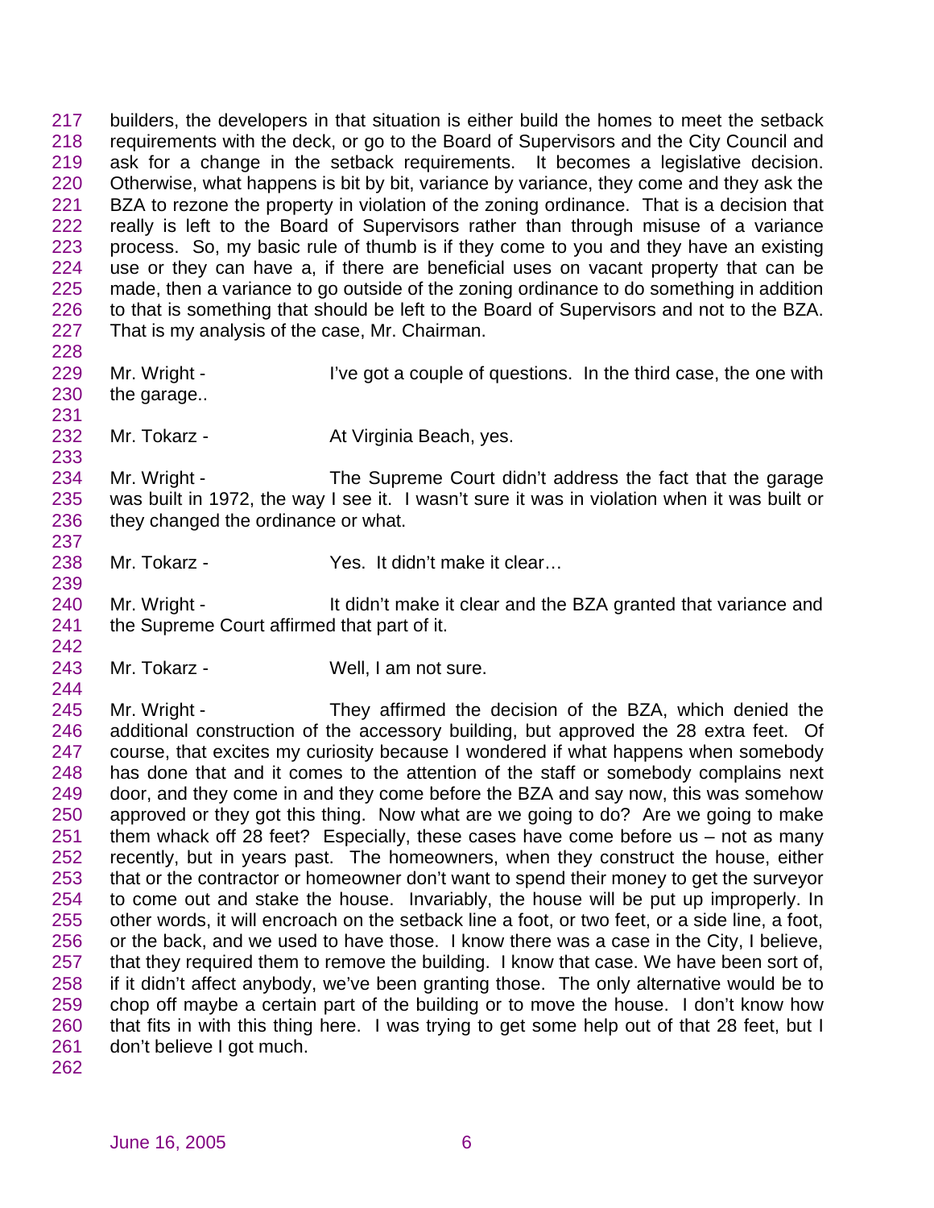builders, the developers in that situation is either build the homes to meet the setback requirements with the deck, or go to the Board of Supervisors and the City Council and ask for a change in the setback requirements. It becomes a legislative decision. Otherwise, what happens is bit by bit, variance by variance, they come and they ask the BZA to rezone the property in violation of the zoning ordinance. That is a decision that really is left to the Board of Supervisors rather than through misuse of a variance process. So, my basic rule of thumb is if they come to you and they have an existing use or they can have a, if there are beneficial uses on vacant property that can be made, then a variance to go outside of the zoning ordinance to do something in addition to that is something that should be left to the Board of Supervisors and not to the BZA. That is my analysis of the case, Mr. Chairman.

Mr. Wright - I've got a couple of questions. In the third case, the one with the garage..

Mr. Tokarz - At Virginia Beach, yes.

Mr. Wright - The Supreme Court didn't address the fact that the garage was built in 1972, the way I see it. I wasn't sure it was in violation when it was built or they changed the ordinance or what.

Mr. Tokarz - Yes. It didn't make it clear…

Mr. Wright - It didn't make it clear and the BZA granted that variance and the Supreme Court affirmed that part of it.

Mr. Tokarz - Well, I am not sure.

Mr. Wright - They affirmed the decision of the BZA, which denied the additional construction of the accessory building, but approved the 28 extra feet. Of course, that excites my curiosity because I wondered if what happens when somebody has done that and it comes to the attention of the staff or somebody complains next door, and they come in and they come before the BZA and say now, this was somehow approved or they got this thing. Now what are we going to do? Are we going to make them whack off 28 feet? Especially, these cases have come before us – not as many recently, but in years past. The homeowners, when they construct the house, either that or the contractor or homeowner don't want to spend their money to get the surveyor to come out and stake the house. Invariably, the house will be put up improperly. In other words, it will encroach on the setback line a foot, or two feet, or a side line, a foot, or the back, and we used to have those. I know there was a case in the City, I believe, that they required them to remove the building. I know that case. We have been sort of, if it didn't affect anybody, we've been granting those. The only alternative would be to chop off maybe a certain part of the building or to move the house. I don't know how that fits in with this thing here. I was trying to get some help out of that 28 feet, but I don't believe I got much.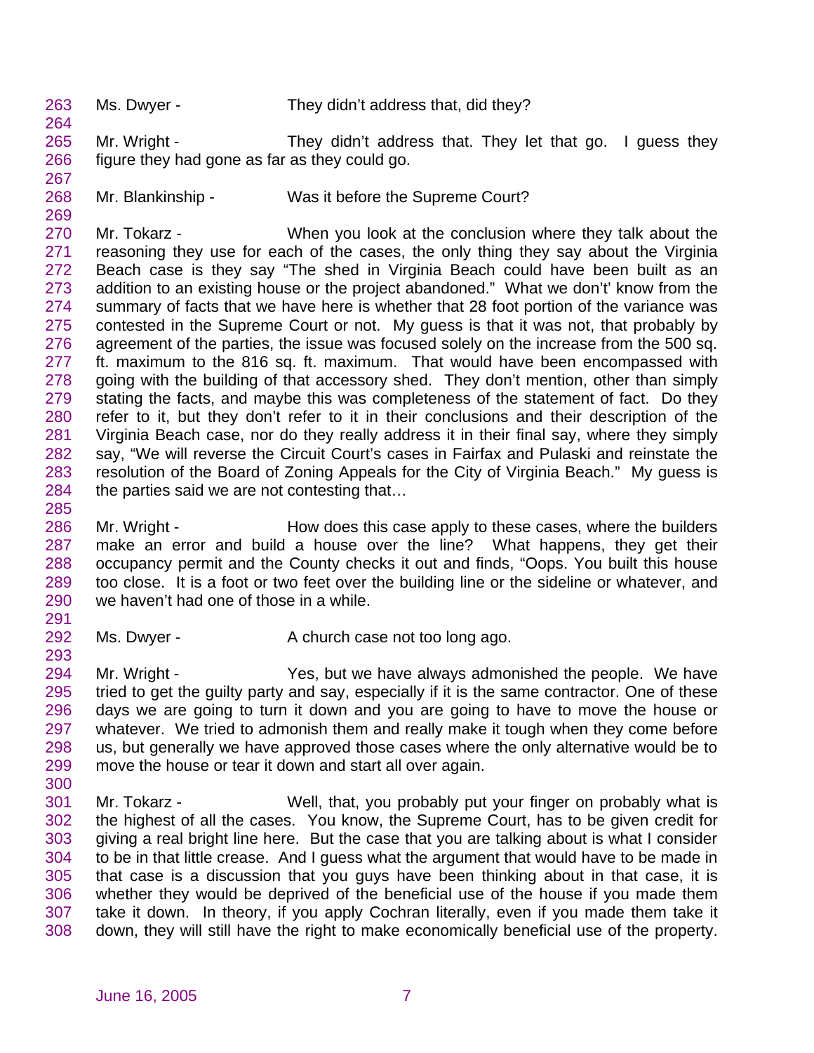Ms. Dwyer - They didn't address that, did they?

Mr. Wright - They didn't address that. They let that go. I guess they figure they had gone as far as they could go.

Mr. Blankinship - Was it before the Supreme Court?

Mr. Tokarz - When you look at the conclusion where they talk about the reasoning they use for each of the cases, the only thing they say about the Virginia Beach case is they say "The shed in Virginia Beach could have been built as an addition to an existing house or the project abandoned." What we don't' know from the summary of facts that we have here is whether that 28 foot portion of the variance was contested in the Supreme Court or not. My guess is that it was not, that probably by agreement of the parties, the issue was focused solely on the increase from the 500 sq. ft. maximum to the 816 sq. ft. maximum. That would have been encompassed with going with the building of that accessory shed. They don't mention, other than simply stating the facts, and maybe this was completeness of the statement of fact. Do they refer to it, but they don't refer to it in their conclusions and their description of the Virginia Beach case, nor do they really address it in their final say, where they simply say, "We will reverse the Circuit Court's cases in Fairfax and Pulaski and reinstate the resolution of the Board of Zoning Appeals for the City of Virginia Beach." My guess is the parties said we are not contesting that…

Mr. Wright - How does this case apply to these cases, where the builders make an error and build a house over the line? What happens, they get their occupancy permit and the County checks it out and finds, "Oops. You built this house too close. It is a foot or two feet over the building line or the sideline or whatever, and we haven't had one of those in a while.

Ms. Dwyer - A church case not too long ago.

Mr. Wright - Yes, but we have always admonished the people. We have tried to get the guilty party and say, especially if it is the same contractor. One of these days we are going to turn it down and you are going to have to move the house or whatever. We tried to admonish them and really make it tough when they come before us, but generally we have approved those cases where the only alternative would be to move the house or tear it down and start all over again.

Mr. Tokarz - Well, that, you probably put your finger on probably what is the highest of all the cases. You know, the Supreme Court, has to be given credit for giving a real bright line here. But the case that you are talking about is what I consider to be in that little crease. And I guess what the argument that would have to be made in that case is a discussion that you guys have been thinking about in that case, it is whether they would be deprived of the beneficial use of the house if you made them take it down. In theory, if you apply Cochran literally, even if you made them take it down, they will still have the right to make economically beneficial use of the property.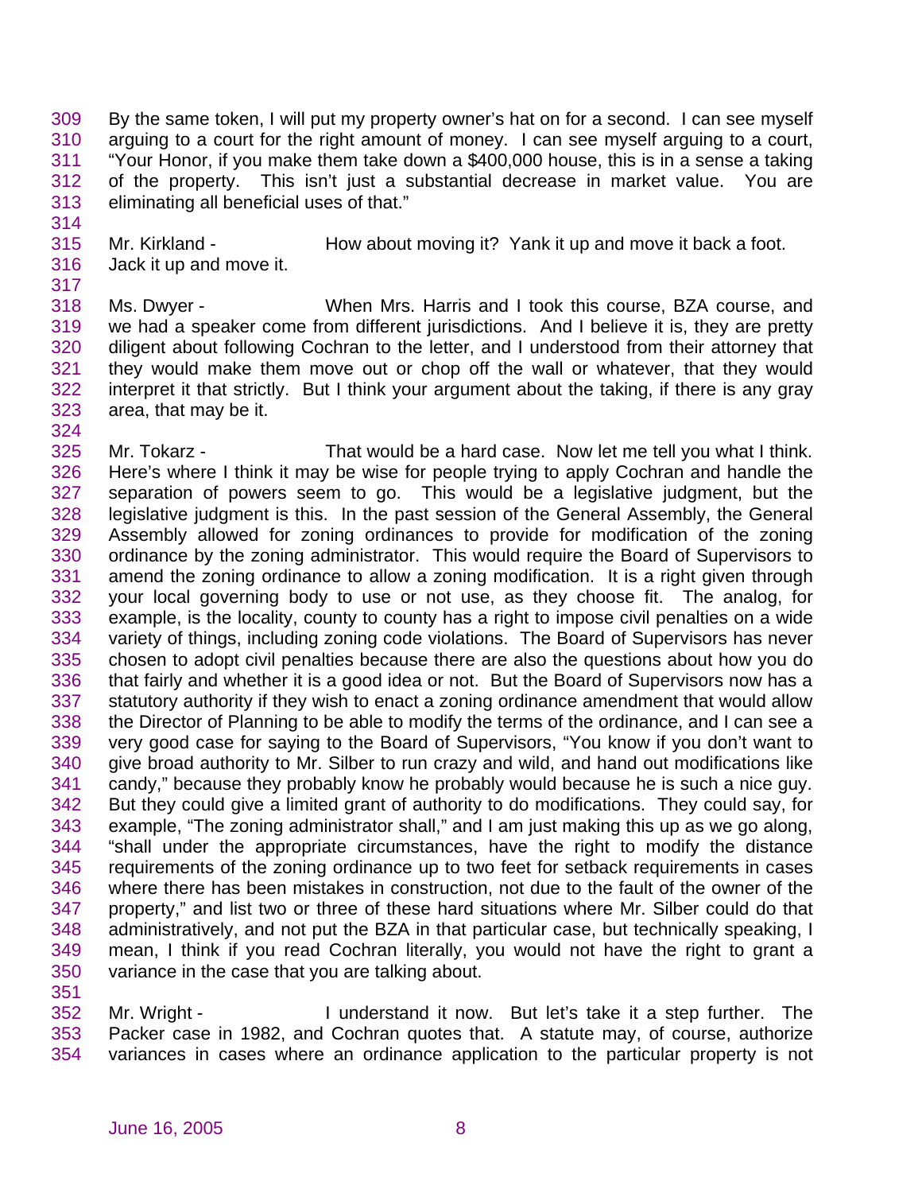By the same token, I will put my property owner's hat on for a second. I can see myself arguing to a court for the right amount of money. I can see myself arguing to a court, "Your Honor, if you make them take down a $400,000 house, this is in a sense a taking of the property. This isn't just a substantial decrease in market value. You are eliminating all beneficial uses of that."

Mr. Kirkland - How about moving it? Yank it up and move it back a foot. Jack it up and move it.

Ms. Dwyer - When Mrs. Harris and I took this course, BZA course, and we had a speaker come from different jurisdictions. And I believe it is, they are pretty diligent about following Cochran to the letter, and I understood from their attorney that they would make them move out or chop off the wall or whatever, that they would interpret it that strictly. But I think your argument about the taking, if there is any gray area, that may be it.

Mr. Tokarz - That would be a hard case. Now let me tell you what I think. Here's where I think it may be wise for people trying to apply Cochran and handle the separation of powers seem to go. This would be a legislative judgment, but the legislative judgment is this. In the past session of the General Assembly, the General Assembly allowed for zoning ordinances to provide for modification of the zoning ordinance by the zoning administrator. This would require the Board of Supervisors to amend the zoning ordinance to allow a zoning modification. It is a right given through your local governing body to use or not use, as they choose fit. The analog, for example, is the locality, county to county has a right to impose civil penalties on a wide variety of things, including zoning code violations. The Board of Supervisors has never chosen to adopt civil penalties because there are also the questions about how you do that fairly and whether it is a good idea or not. But the Board of Supervisors now has a statutory authority if they wish to enact a zoning ordinance amendment that would allow the Director of Planning to be able to modify the terms of the ordinance, and I can see a very good case for saying to the Board of Supervisors, "You know if you don't want to give broad authority to Mr. Silber to run crazy and wild, and hand out modifications like candy," because they probably know he probably would because he is such a nice guy. But they could give a limited grant of authority to do modifications. They could say, for example, "The zoning administrator shall," and I am just making this up as we go along, "shall under the appropriate circumstances, have the right to modify the distance requirements of the zoning ordinance up to two feet for setback requirements in cases where there has been mistakes in construction, not due to the fault of the owner of the property," and list two or three of these hard situations where Mr. Silber could do that administratively, and not put the BZA in that particular case, but technically speaking, I mean, I think if you read Cochran literally, you would not have the right to grant a variance in the case that you are talking about.

Mr. Wright - I understand it now. But let's take it a step further. The Packer case in 1982, and Cochran quotes that. A statute may, of course, authorize variances in cases where an ordinance application to the particular property is not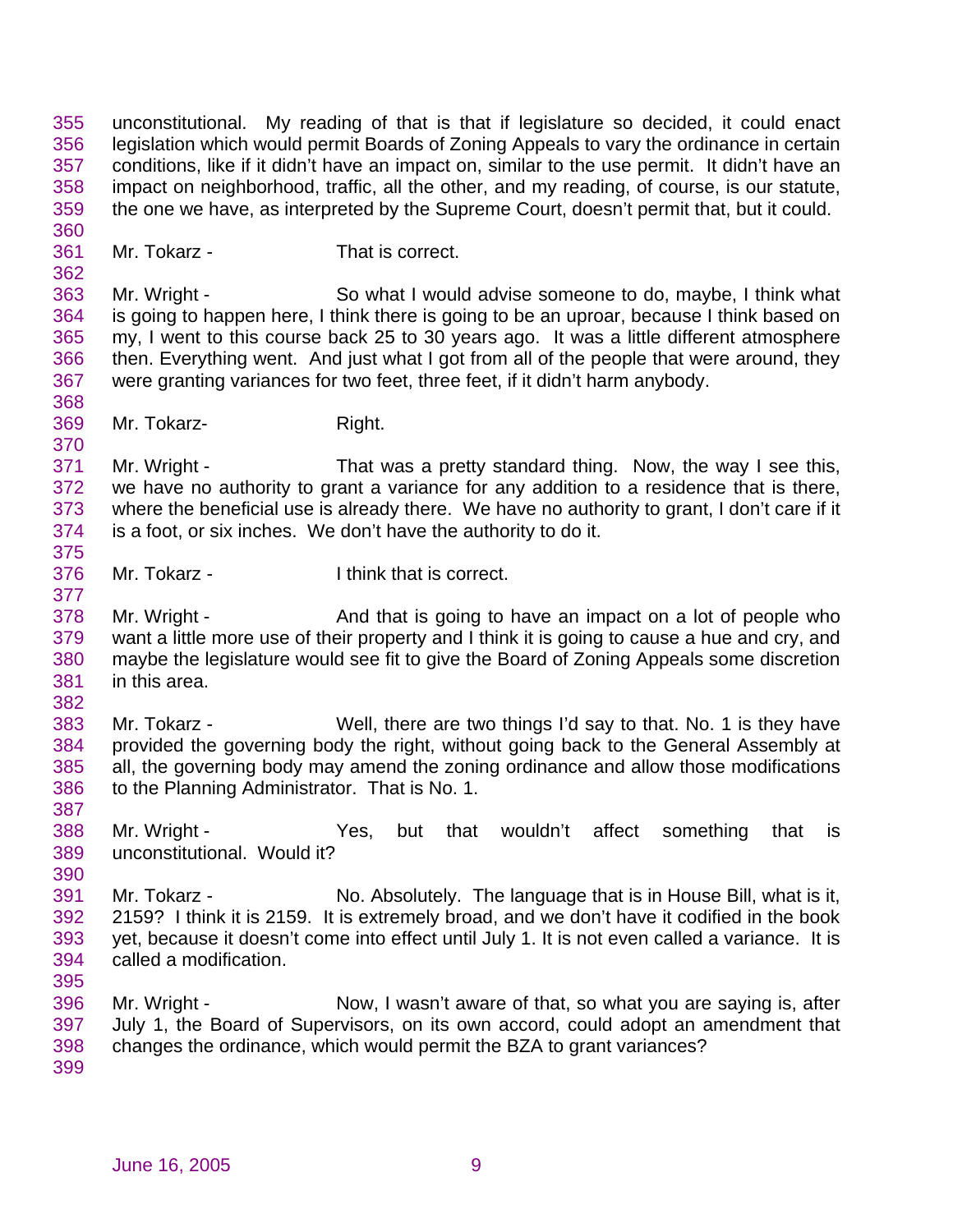unconstitutional. My reading of that is that if legislature so decided, it could enact legislation which would permit Boards of Zoning Appeals to vary the ordinance in certain conditions, like if it didn't have an impact on, similar to the use permit. It didn't have an impact on neighborhood, traffic, all the other, and my reading, of course, is our statute, the one we have, as interpreted by the Supreme Court, doesn't permit that, but it could.

Mr. Tokarz - That is correct.

Mr. Wright - So what I would advise someone to do, maybe, I think what is going to happen here, I think there is going to be an uproar, because I think based on my, I went to this course back 25 to 30 years ago. It was a little different atmosphere then. Everything went. And just what I got from all of the people that were around, they were granting variances for two feet, three feet, if it didn't harm anybody.

Mr. Tokarz- Right.

Mr. Wright - That was a pretty standard thing. Now, the way I see this, we have no authority to grant a variance for any addition to a residence that is there, where the beneficial use is already there. We have no authority to grant, I don't care if it is a foot, or six inches. We don't have the authority to do it.

Mr. Tokarz - I think that is correct.

Mr. Wright - And that is going to have an impact on a lot of people who want a little more use of their property and I think it is going to cause a hue and cry, and maybe the legislature would see fit to give the Board of Zoning Appeals some discretion in this area.

Mr. Tokarz - Well, there are two things I'd say to that. No. 1 is they have provided the governing body the right, without going back to the General Assembly at all, the governing body may amend the zoning ordinance and allow those modifications to the Planning Administrator. That is No. 1.

Mr. Wright - Yes, but that wouldn't affect something that is unconstitutional. Would it?

Mr. Tokarz - No. Absolutely. The language that is in House Bill, what is it, 2159? I think it is 2159. It is extremely broad, and we don't have it codified in the book yet, because it doesn't come into effect until July 1. It is not even called a variance. It is called a modification.

Mr. Wright - Now, I wasn't aware of that, so what you are saying is, after July 1, the Board of Supervisors, on its own accord, could adopt an amendment that changes the ordinance, which would permit the BZA to grant variances?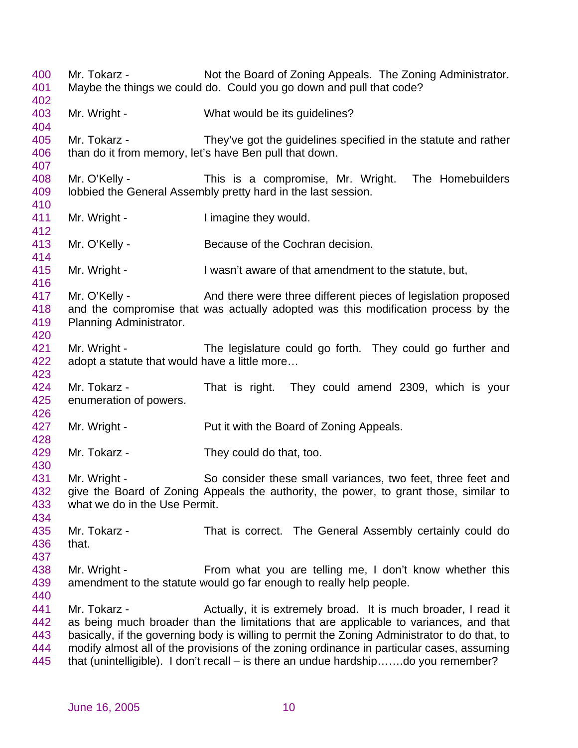Mr. Tokarz - Not the Board of Zoning Appeals. The Zoning Administrator. Maybe the things we could do. Could you go down and pull that code?

Mr. Wright - What would be its guidelines?

Mr. Tokarz - They've got the guidelines specified in the statute and rather than do it from memory, let's have Ben pull that down.

Mr. O'Kelly - This is a compromise, Mr. Wright. The Homebuilders lobbied the General Assembly pretty hard in the last session.

Mr. Wright - I imagine they would.

Mr. O'Kelly - Because of the Cochran decision.

Mr. Wright - I wasn't aware of that amendment to the statute, but,

Mr. O'Kelly - And there were three different pieces of legislation proposed and the compromise that was actually adopted was this modification process by the Planning Administrator.

Mr. Wright - The legislature could go forth. They could go further and adopt a statute that would have a little more…

Mr. Tokarz - That is right. They could amend 2309, which is your enumeration of powers.

Mr. Wright - Put it with the Board of Zoning Appeals.

Mr. Tokarz - They could do that, too.

Mr. Wright - So consider these small variances, two feet, three feet and give the Board of Zoning Appeals the authority, the power, to grant those, similar to what we do in the Use Permit.

Mr. Tokarz - That is correct. The General Assembly certainly could do that.

Mr. Wright - From what you are telling me, I don't know whether this amendment to the statute would go far enough to really help people.

Mr. Tokarz - Actually, it is extremely broad. It is much broader, I read it as being much broader than the limitations that are applicable to variances, and that basically, if the governing body is willing to permit the Zoning Administrator to do that, to modify almost all of the provisions of the zoning ordinance in particular cases, assuming that (unintelligible). I don't recall – is there an undue hardship…….do you remember?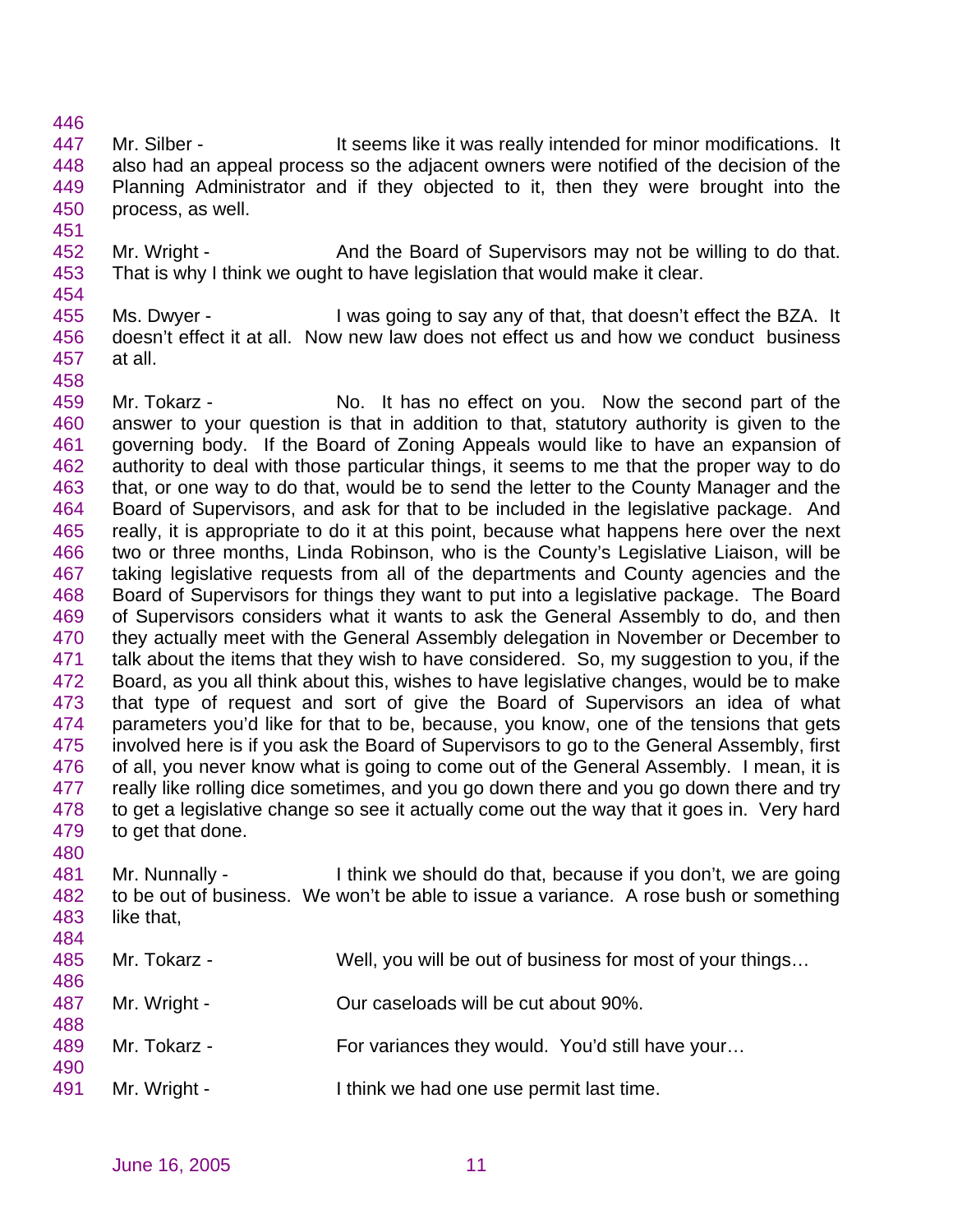Mr. Silber - It seems like it was really intended for minor modifications. It also had an appeal process so the adjacent owners were notified of the decision of the Planning Administrator and if they objected to it, then they were brought into the process, as well.

Mr. Wright - And the Board of Supervisors may not be willing to do that. That is why I think we ought to have legislation that would make it clear.

Ms. Dwyer - I was going to say any of that, that doesn't effect the BZA. It doesn't effect it at all. Now new law does not effect us and how we conduct business at all.

Mr. Tokarz - No. It has no effect on you. Now the second part of the answer to your question is that in addition to that, statutory authority is given to the governing body. If the Board of Zoning Appeals would like to have an expansion of authority to deal with those particular things, it seems to me that the proper way to do that, or one way to do that, would be to send the letter to the County Manager and the Board of Supervisors, and ask for that to be included in the legislative package. And really, it is appropriate to do it at this point, because what happens here over the next two or three months, Linda Robinson, who is the County's Legislative Liaison, will be taking legislative requests from all of the departments and County agencies and the Board of Supervisors for things they want to put into a legislative package. The Board of Supervisors considers what it wants to ask the General Assembly to do, and then they actually meet with the General Assembly delegation in November or December to talk about the items that they wish to have considered. So, my suggestion to you, if the Board, as you all think about this, wishes to have legislative changes, would be to make that type of request and sort of give the Board of Supervisors an idea of what parameters you'd like for that to be, because, you know, one of the tensions that gets involved here is if you ask the Board of Supervisors to go to the General Assembly, first of all, you never know what is going to come out of the General Assembly. I mean, it is really like rolling dice sometimes, and you go down there and you go down there and try to get a legislative change so see it actually come out the way that it goes in. Very hard to get that done.

Mr. Nunnally - I think we should do that, because if you don't, we are going to be out of business. We won't be able to issue a variance. A rose bush or something like that,

Mr. Tokarz - Well, you will be out of business for most of your things…

Mr. Wright - Our caseloads will be cut about 90%.

Mr. Tokarz - For variances they would. You'd still have your…

Mr. Wright - I think we had one use permit last time.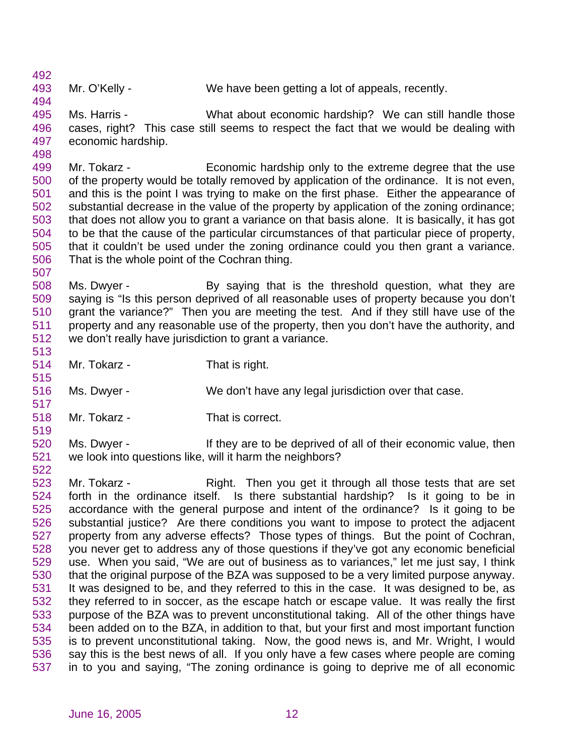Mr. O'Kelly - We have been getting a lot of appeals, recently.

Ms. Harris - What about economic hardship? We can still handle those cases, right? This case still seems to respect the fact that we would be dealing with economic hardship.

Mr. Tokarz - Economic hardship only to the extreme degree that the use of the property would be totally removed by application of the ordinance. It is not even, and this is the point I was trying to make on the first phase. Either the appearance of substantial decrease in the value of the property by application of the zoning ordinance; that does not allow you to grant a variance on that basis alone. It is basically, it has got to be that the cause of the particular circumstances of that particular piece of property, that it couldn't be used under the zoning ordinance could you then grant a variance. That is the whole point of the Cochran thing.

Ms. Dwyer - By saying that is the threshold question, what they are saying is "Is this person deprived of all reasonable uses of property because you don't grant the variance?" Then you are meeting the test. And if they still have use of the property and any reasonable use of the property, then you don't have the authority, and we don't really have jurisdiction to grant a variance.

Mr. Tokarz - That is right.

Ms. Dwyer - We don't have any legal jurisdiction over that case.

Mr. Tokarz - That is correct.

Ms. Dwyer - If they are to be deprived of all of their economic value, then we look into questions like, will it harm the neighbors?

Mr. Tokarz - Right. Then you get it through all those tests that are set forth in the ordinance itself. Is there substantial hardship? Is it going to be in accordance with the general purpose and intent of the ordinance? Is it going to be substantial justice? Are there conditions you want to impose to protect the adjacent property from any adverse effects? Those types of things. But the point of Cochran, you never get to address any of those questions if they've got any economic beneficial use. When you said, "We are out of business as to variances," let me just say, I think that the original purpose of the BZA was supposed to be a very limited purpose anyway. It was designed to be, and they referred to this in the case. It was designed to be, as they referred to in soccer, as the escape hatch or escape value. It was really the first purpose of the BZA was to prevent unconstitutional taking. All of the other things have been added on to the BZA, in addition to that, but your first and most important function is to prevent unconstitutional taking. Now, the good news is, and Mr. Wright, I would say this is the best news of all. If you only have a few cases where people are coming in to you and saying, "The zoning ordinance is going to deprive me of all economic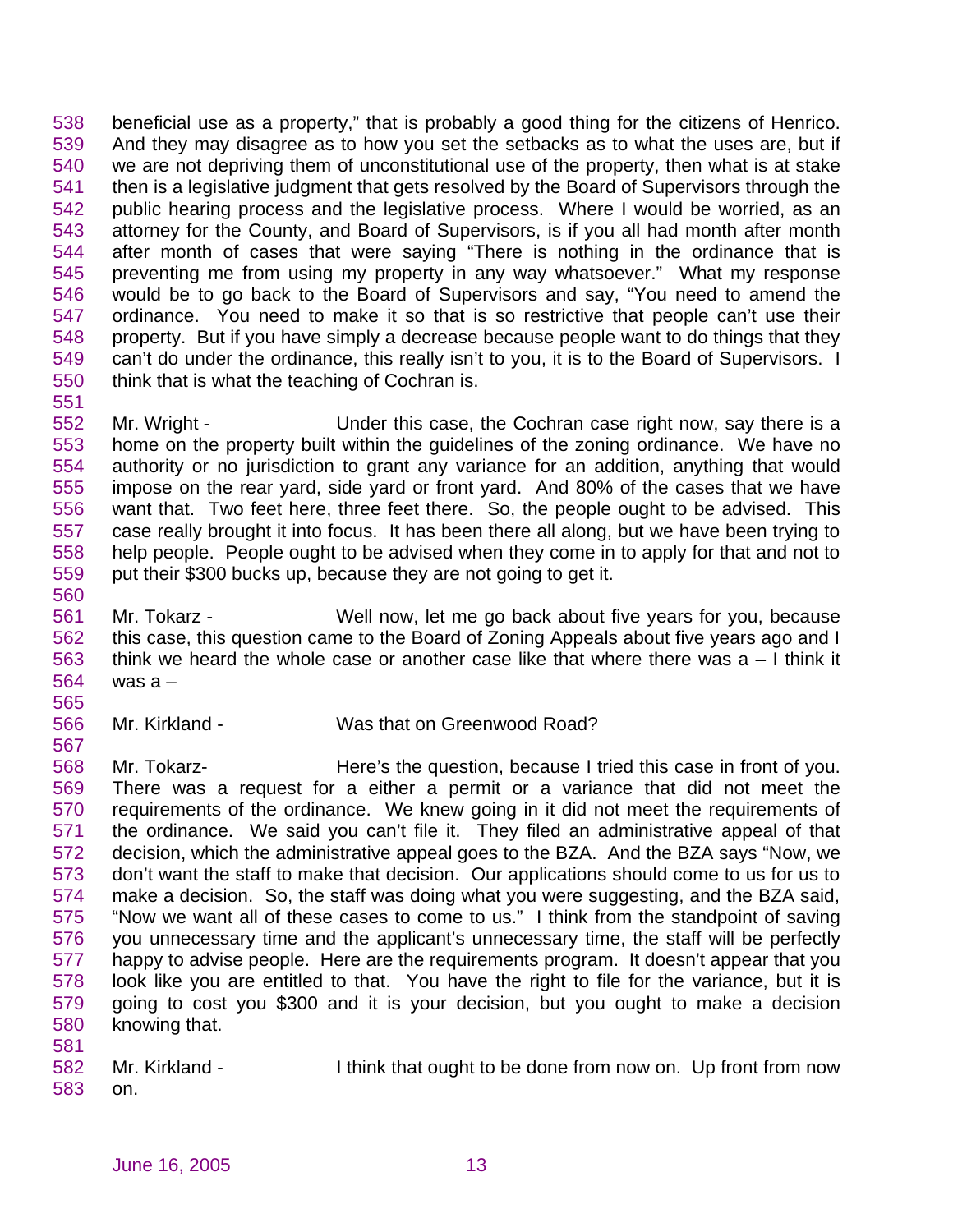538 beneficial use as a property," that is probably a good thing for the citizens of Henrico.
539 And they may disagree as to how you set the setbacks as to what the uses are, but if
540 we are not depriving them of unconstitutional use of the property, then what is at stake
541 then is a legislative judgment that gets resolved by the Board of Supervisors through the
542 public hearing process and the legislative process. Where I would be worried, as an
543 attorney for the County, and Board of Supervisors, is if you all had month after month
544 after month of cases that were saying "There is nothing in the ordinance that is
545 preventing me from using my property in any way whatsoever." What my response
546 would be to go back to the Board of Supervisors and say, "You need to amend the
547 ordinance. You need to make it so that is so restrictive that people can't use their
548 property. But if you have simply a decrease because people want to do things that they
549 can't do under the ordinance, this really isn't to you, it is to the Board of Supervisors. I
550 think that is what the teaching of Cochran is.
551
552 Mr. Wright - Under this case, the Cochran case right now, say there is a
553 home on the property built within the guidelines of the zoning ordinance. We have no
554 authority or no jurisdiction to grant any variance for an addition, anything that would
555 impose on the rear yard, side yard or front yard. And 80% of the cases that we have
556 want that. Two feet here, three feet there. So, the people ought to be advised. This
557 case really brought it into focus. It has been there all along, but we have been trying to
558 help people. People ought to be advised when they come in to apply for that and not to
559 put their $300 bucks up, because they are not going to get it.
560
561 Mr. Tokarz - Well now, let me go back about five years for you, because
562 this case, this question came to the Board of Zoning Appeals about five years ago and I
563 think we heard the whole case or another case like that where there was a – I think it
564 was a –
565
566 Mr. Kirkland - Was that on Greenwood Road?
567
568 Mr. Tokarz- Here's the question, because I tried this case in front of you.
569 There was a request for a either a permit or a variance that did not meet the
570 requirements of the ordinance. We knew going in it did not meet the requirements of
571 the ordinance. We said you can't file it. They filed an administrative appeal of that
572 decision, which the administrative appeal goes to the BZA. And the BZA says "Now, we
573 don't want the staff to make that decision. Our applications should come to us for us to
574 make a decision. So, the staff was doing what you were suggesting, and the BZA said,
575 "Now we want all of these cases to come to us." I think from the standpoint of saving
576 you unnecessary time and the applicant's unnecessary time, the staff will be perfectly
577 happy to advise people. Here are the requirements program. It doesn't appear that you
578 look like you are entitled to that. You have the right to file for the variance, but it is
579 going to cost you $300 and it is your decision, but you ought to make a decision
580 knowing that.
581
582 Mr. Kirkland - I think that ought to be done from now on. Up front from now
583 on.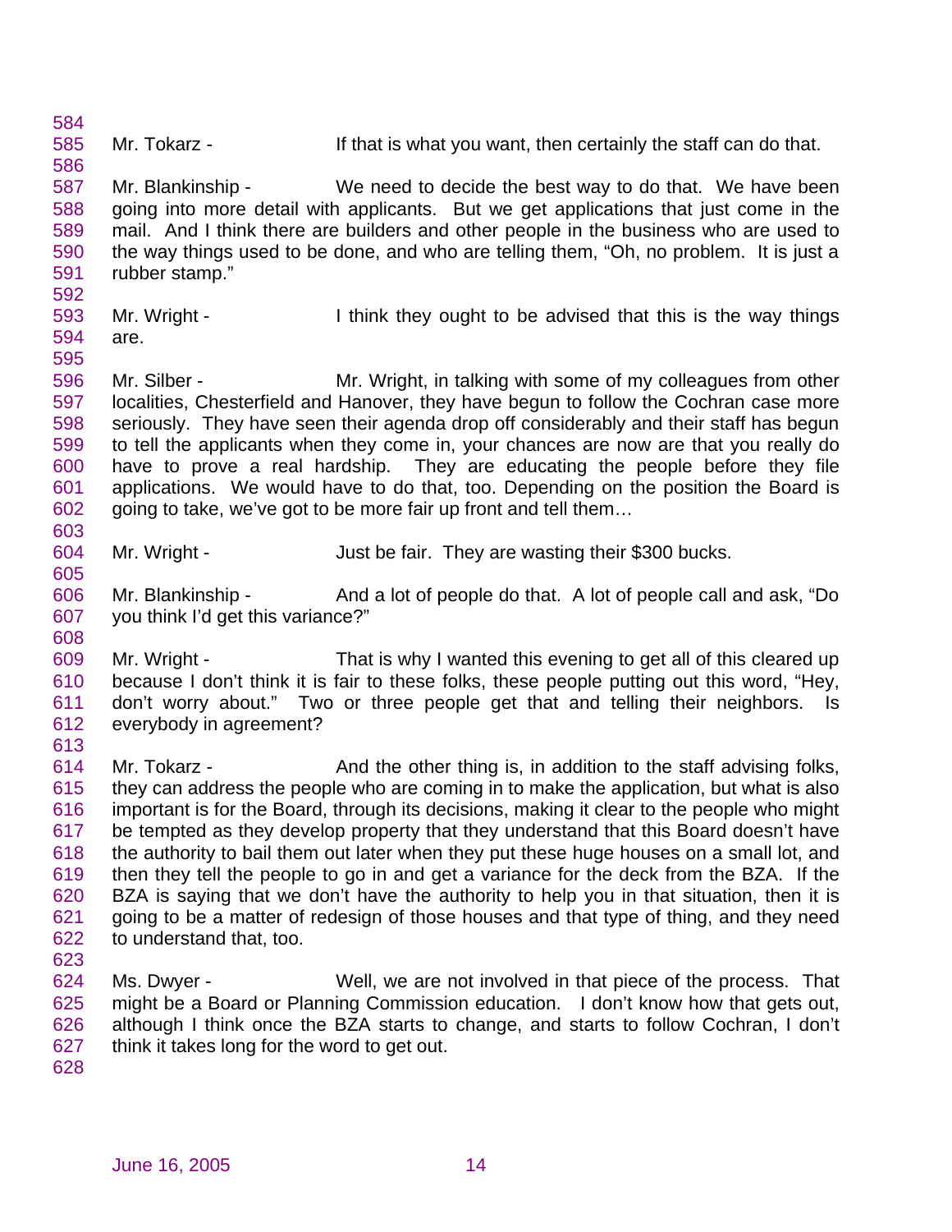Mr. Tokarz - If that is what you want, then certainly the staff can do that.

Mr. Blankinship - We need to decide the best way to do that. We have been going into more detail with applicants. But we get applications that just come in the mail. And I think there are builders and other people in the business who are used to the way things used to be done, and who are telling them, "Oh, no problem. It is just a rubber stamp."

Mr. Wright - I think they ought to be advised that this is the way things are.

Mr. Silber - Mr. Wright, in talking with some of my colleagues from other localities, Chesterfield and Hanover, they have begun to follow the Cochran case more seriously. They have seen their agenda drop off considerably and their staff has begun to tell the applicants when they come in, your chances are now are that you really do have to prove a real hardship. They are educating the people before they file applications. We would have to do that, too. Depending on the position the Board is going to take, we've got to be more fair up front and tell them…

Mr. Wright - Just be fair. They are wasting their $300 bucks.

Mr. Blankinship - And a lot of people do that. A lot of people call and ask, "Do you think I'd get this variance?"

Mr. Wright - That is why I wanted this evening to get all of this cleared up because I don't think it is fair to these folks, these people putting out this word, "Hey, don't worry about." Two or three people get that and telling their neighbors. Is everybody in agreement?

Mr. Tokarz - And the other thing is, in addition to the staff advising folks, they can address the people who are coming in to make the application, but what is also important is for the Board, through its decisions, making it clear to the people who might be tempted as they develop property that they understand that this Board doesn't have the authority to bail them out later when they put these huge houses on a small lot, and then they tell the people to go in and get a variance for the deck from the BZA. If the BZA is saying that we don't have the authority to help you in that situation, then it is going to be a matter of redesign of those houses and that type of thing, and they need to understand that, too.

Ms. Dwyer - Well, we are not involved in that piece of the process. That might be a Board or Planning Commission education. I don't know how that gets out, although I think once the BZA starts to change, and starts to follow Cochran, I don't think it takes long for the word to get out.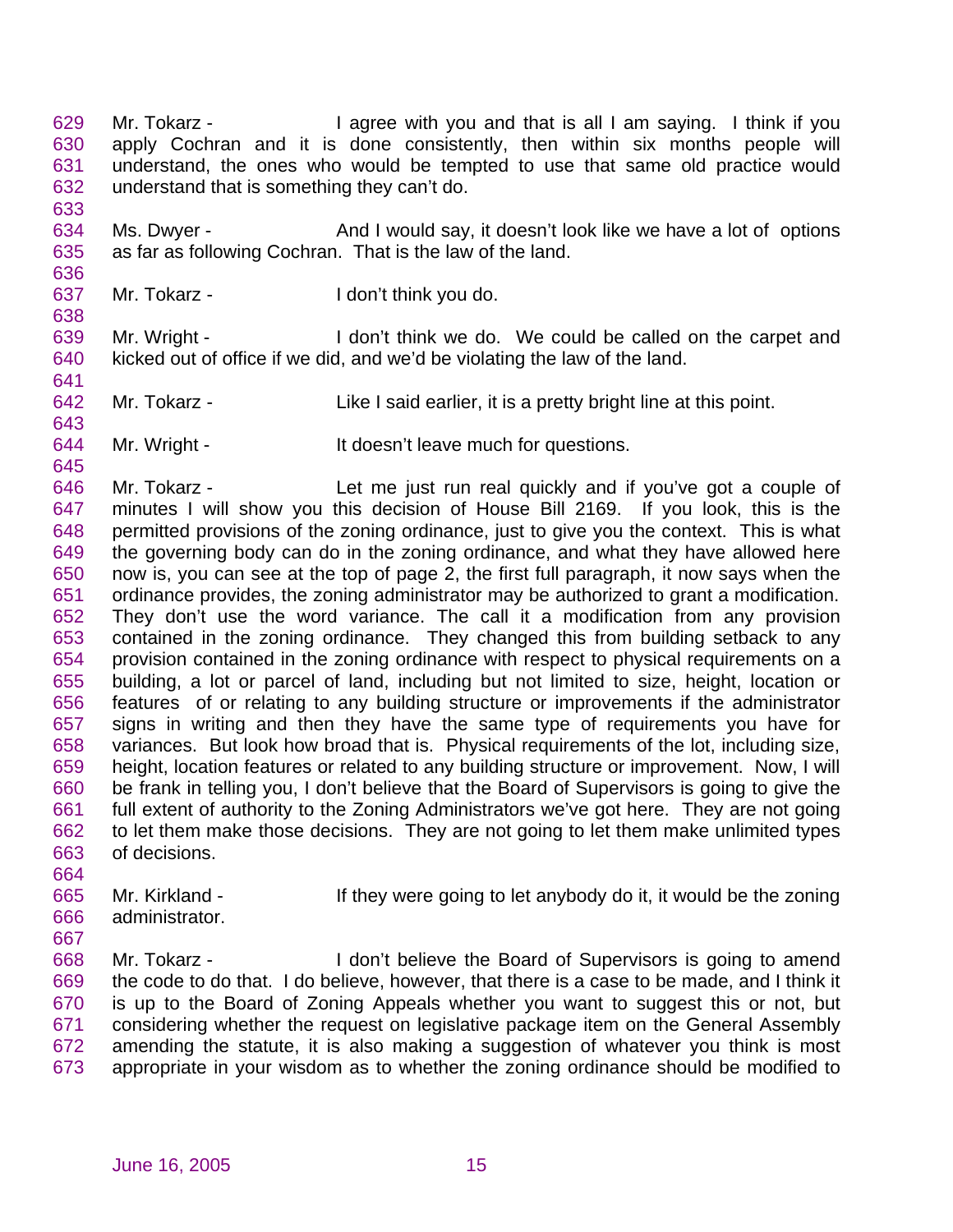Mr. Tokarz - I agree with you and that is all I am saying. I think if you apply Cochran and it is done consistently, then within six months people will understand, the ones who would be tempted to use that same old practice would understand that is something they can't do.

Ms. Dwyer - And I would say, it doesn't look like we have a lot of options as far as following Cochran. That is the law of the land.

Mr. Tokarz - I don't think you do.

Mr. Wright - I don't think we do. We could be called on the carpet and kicked out of office if we did, and we'd be violating the law of the land.

Mr. Tokarz - Like I said earlier, it is a pretty bright line at this point.

Mr. Wright - It doesn't leave much for questions.

Mr. Tokarz - Let me just run real quickly and if you've got a couple of minutes I will show you this decision of House Bill 2169. If you look, this is the permitted provisions of the zoning ordinance, just to give you the context. This is what the governing body can do in the zoning ordinance, and what they have allowed here now is, you can see at the top of page 2, the first full paragraph, it now says when the ordinance provides, the zoning administrator may be authorized to grant a modification. They don't use the word variance. The call it a modification from any provision contained in the zoning ordinance. They changed this from building setback to any provision contained in the zoning ordinance with respect to physical requirements on a building, a lot or parcel of land, including but not limited to size, height, location or features of or relating to any building structure or improvements if the administrator signs in writing and then they have the same type of requirements you have for variances. But look how broad that is. Physical requirements of the lot, including size, height, location features or related to any building structure or improvement. Now, I will be frank in telling you, I don't believe that the Board of Supervisors is going to give the full extent of authority to the Zoning Administrators we've got here. They are not going to let them make those decisions. They are not going to let them make unlimited types of decisions.

Mr. Kirkland - If they were going to let anybody do it, it would be the zoning administrator.

Mr. Tokarz - I don't believe the Board of Supervisors is going to amend the code to do that. I do believe, however, that there is a case to be made, and I think it is up to the Board of Zoning Appeals whether you want to suggest this or not, but considering whether the request on legislative package item on the General Assembly amending the statute, it is also making a suggestion of whatever you think is most appropriate in your wisdom as to whether the zoning ordinance should be modified to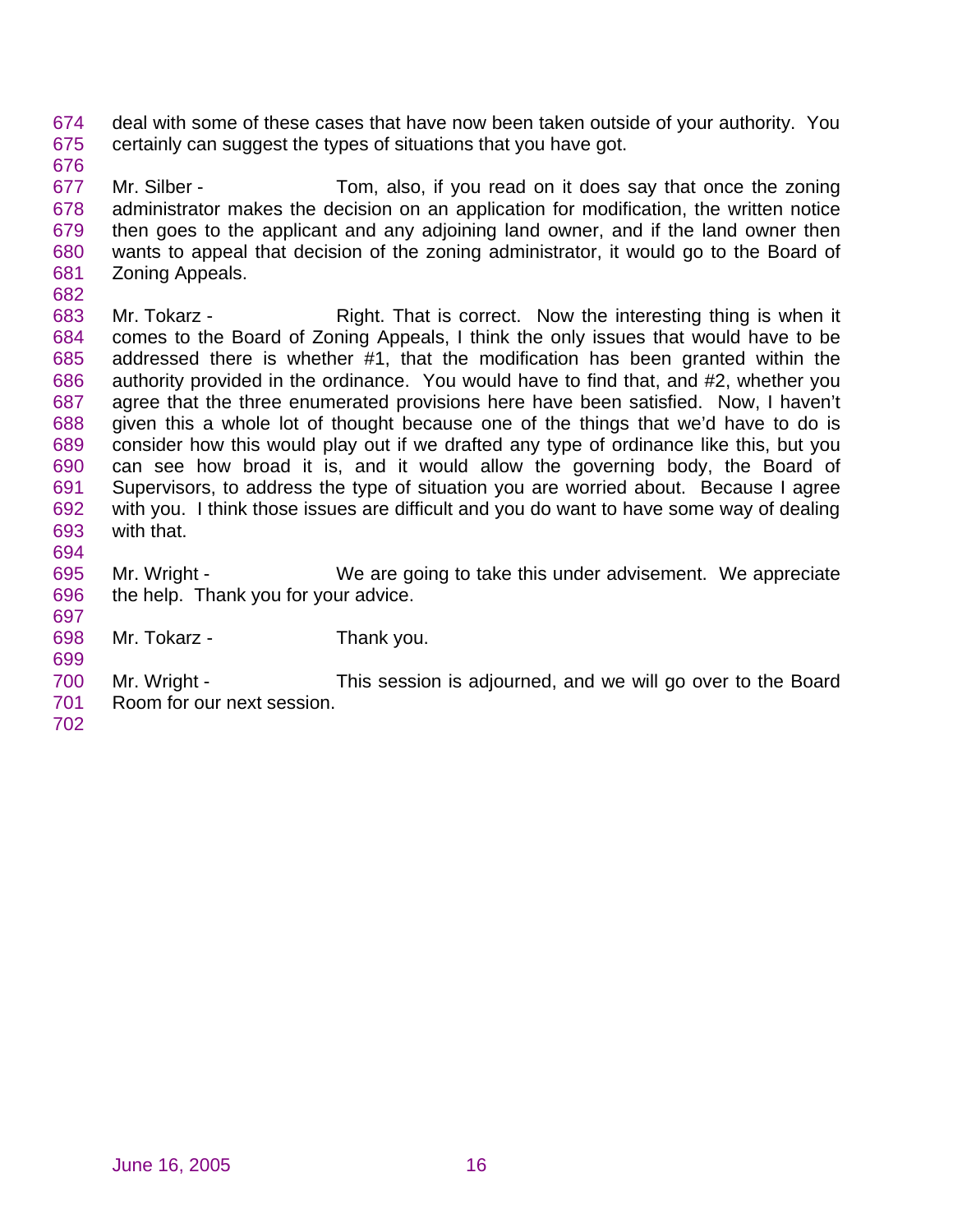deal with some of these cases that have now been taken outside of your authority. You certainly can suggest the types of situations that you have got.

Mr. Silber - Tom, also, if you read on it does say that once the zoning administrator makes the decision on an application for modification, the written notice then goes to the applicant and any adjoining land owner, and if the land owner then wants to appeal that decision of the zoning administrator, it would go to the Board of Zoning Appeals.

Mr. Tokarz - Right. That is correct. Now the interesting thing is when it comes to the Board of Zoning Appeals, I think the only issues that would have to be addressed there is whether #1, that the modification has been granted within the authority provided in the ordinance. You would have to find that, and #2, whether you agree that the three enumerated provisions here have been satisfied. Now, I haven't given this a whole lot of thought because one of the things that we'd have to do is consider how this would play out if we drafted any type of ordinance like this, but you can see how broad it is, and it would allow the governing body, the Board of Supervisors, to address the type of situation you are worried about. Because I agree with you. I think those issues are difficult and you do want to have some way of dealing with that.

Mr. Wright - We are going to take this under advisement. We appreciate the help. Thank you for your advice.

Mr. Tokarz - Thank you.

Mr. Wright - This session is adjourned, and we will go over to the Board Room for our next session.